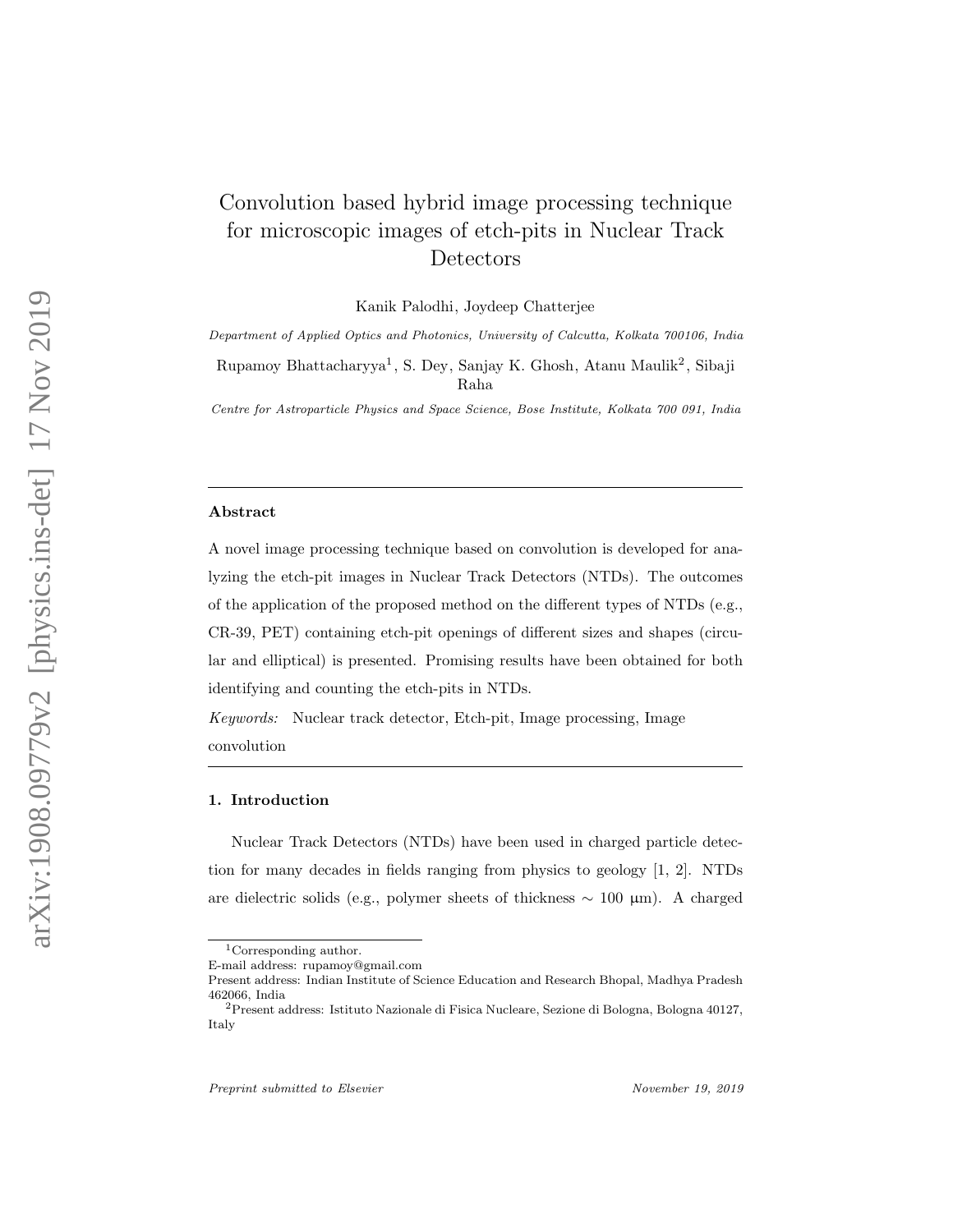# Convolution based hybrid image processing technique for microscopic images of etch-pits in Nuclear Track Detectors

Kanik Palodhi, Joydeep Chatterjee

*Department of Applied Optics and Photonics, University of Calcutta, Kolkata 700106, India*

Rupamoy Bhattacharyya[1], S. Dey, Sanjay K. Ghosh, Atanu Maulik[2], Sibaji Raha

*Centre for Astroparticle Physics and Space Science, Bose Institute, Kolkata 700 091, India*

---

**Abstract**

A novel image processing technique based on convolution is developed for analyzing the etch-pit images in Nuclear Track Detectors (NTDs). The outcomes of the application of the proposed method on the different types of NTDs (e.g., CR-39, PET) containing etch-pit openings of different sizes and shapes (circular and elliptical) is presented. Promising results have been obtained for both identifying and counting the etch-pits in NTDs.

*Keywords:* Nuclear track detector, Etch-pit, Image processing, Image convolution

---

## 1. Introduction

Nuclear Track Detectors (NTDs) have been used in charged particle detection for many decades in fields ranging from physics to geology [1, 2]. NTDs are dielectric solids (e.g., polymer sheets of thickness ∼ 100 μm). A charged

---

[1] Corresponding author.
E-mail address: rupamoy@gmail.com
Present address: Indian Institute of Science Education and Research Bhopal, Madhya Pradesh 462066, India

[2] Present address: Istituto Nazionale di Fisica Nucleare, Sezione di Bologna, Bologna 40127, Italy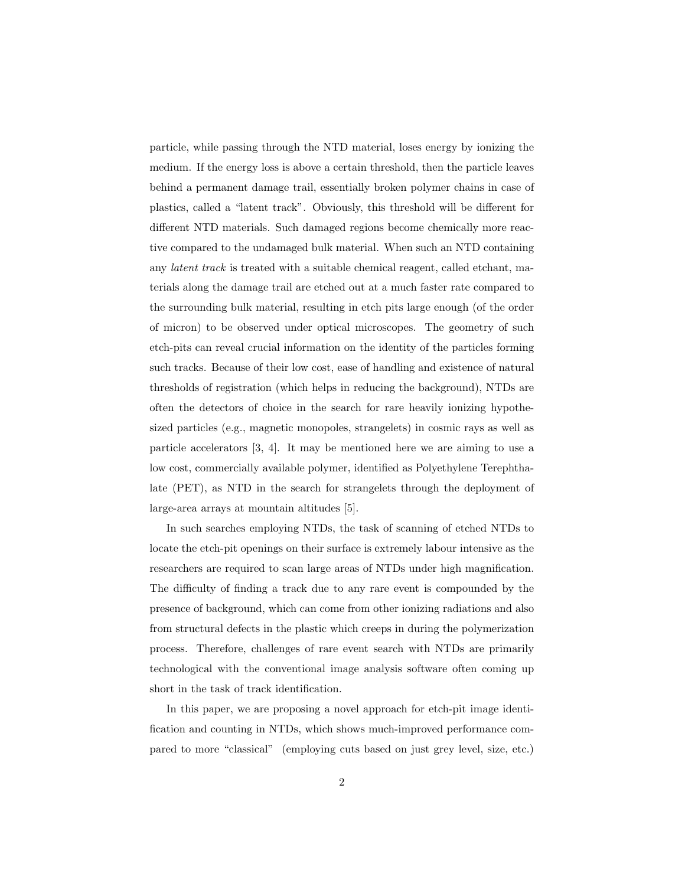particle, while passing through the NTD material, loses energy by ionizing the medium. If the energy loss is above a certain threshold, then the particle leaves behind a permanent damage trail, essentially broken polymer chains in case of plastics, called a "latent track". Obviously, this threshold will be different for different NTD materials. Such damaged regions become chemically more reactive compared to the undamaged bulk material. When such an NTD containing any *latent track* is treated with a suitable chemical reagent, called etchant, materials along the damage trail are etched out at a much faster rate compared to the surrounding bulk material, resulting in etch pits large enough (of the order of micron) to be observed under optical microscopes. The geometry of such etch-pits can reveal crucial information on the identity of the particles forming such tracks. Because of their low cost, ease of handling and existence of natural thresholds of registration (which helps in reducing the background), NTDs are often the detectors of choice in the search for rare heavily ionizing hypothesized particles (e.g., magnetic monopoles, strangelets) in cosmic rays as well as particle accelerators [3, 4]. It may be mentioned here we are aiming to use a low cost, commercially available polymer, identified as Polyethylene Terephthalate (PET), as NTD in the search for strangelets through the deployment of large-area arrays at mountain altitudes [5].

In such searches employing NTDs, the task of scanning of etched NTDs to locate the etch-pit openings on their surface is extremely labour intensive as the researchers are required to scan large areas of NTDs under high magnification. The difficulty of finding a track due to any rare event is compounded by the presence of background, which can come from other ionizing radiations and also from structural defects in the plastic which creeps in during the polymerization process. Therefore, challenges of rare event search with NTDs are primarily technological with the conventional image analysis software often coming up short in the task of track identification.

In this paper, we are proposing a novel approach for etch-pit image identification and counting in NTDs, which shows much-improved performance compared to more "classical" (employing cuts based on just grey level, size, etc.)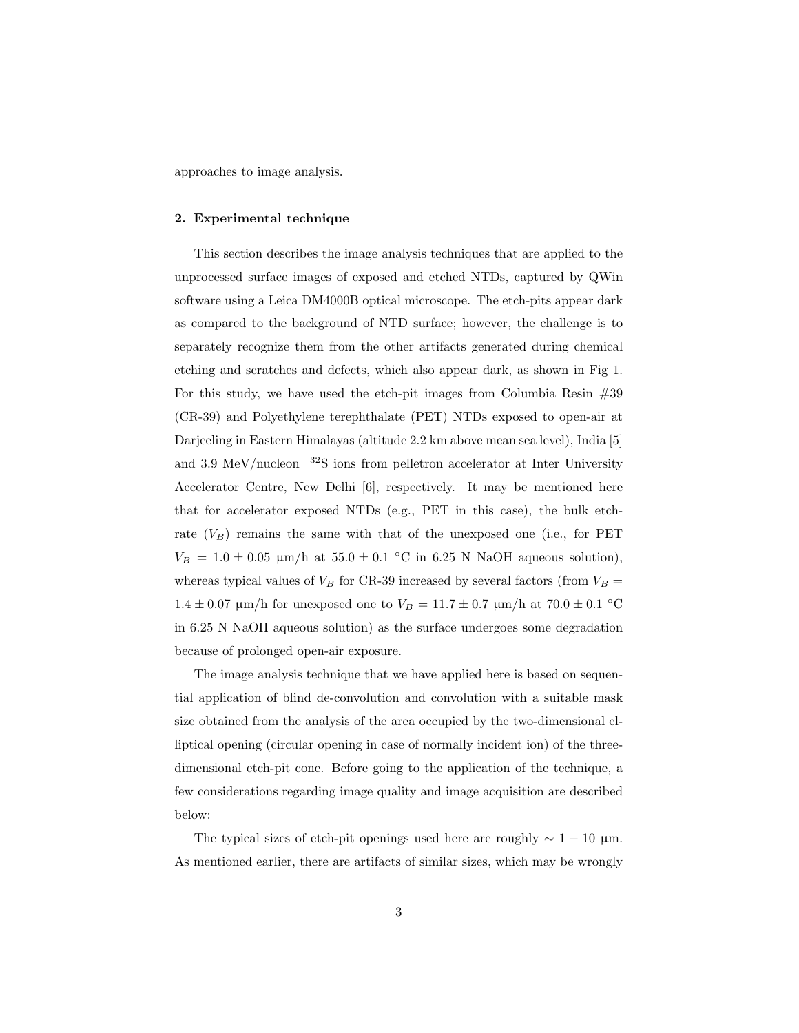approaches to image analysis.

## 2. Experimental technique

This section describes the image analysis techniques that are applied to the unprocessed surface images of exposed and etched NTDs, captured by QWin software using a Leica DM4000B optical microscope. The etch-pits appear dark as compared to the background of NTD surface; however, the challenge is to separately recognize them from the other artifacts generated during chemical etching and scratches and defects, which also appear dark, as shown in Fig 1. For this study, we have used the etch-pit images from Columbia Resin #39 (CR-39) and Polyethylene terephthalate (PET) NTDs exposed to open-air at Darjeeling in Eastern Himalayas (altitude 2.2 km above mean sea level), India [5] and 3.9 MeV/nucleon $^{32}$S ions from pelletron accelerator at Inter University Accelerator Centre, New Delhi [6], respectively. It may be mentioned here that for accelerator exposed NTDs (e.g., PET in this case), the bulk etch-rate ($V_B$) remains the same with that of the unexposed one (i.e., for PET $V_B = 1.0 \pm 0.05$ μm/h at $55.0 \pm 0.1$ °C in 6.25 N NaOH aqueous solution), whereas typical values of $V_B$ for CR-39 increased by several factors (from $V_B = 1.4 \pm 0.07$ μm/h for unexposed one to $V_B = 11.7 \pm 0.7$ μm/h at $70.0 \pm 0.1$ °C in 6.25 N NaOH aqueous solution) as the surface undergoes some degradation because of prolonged open-air exposure.

The image analysis technique that we have applied here is based on sequential application of blind de-convolution and convolution with a suitable mask size obtained from the analysis of the area occupied by the two-dimensional elliptical opening (circular opening in case of normally incident ion) of the three-dimensional etch-pit cone. Before going to the application of the technique, a few considerations regarding image quality and image acquisition are described below:

The typical sizes of etch-pit openings used here are roughly $\sim 1 - 10$ μm. As mentioned earlier, there are artifacts of similar sizes, which may be wrongly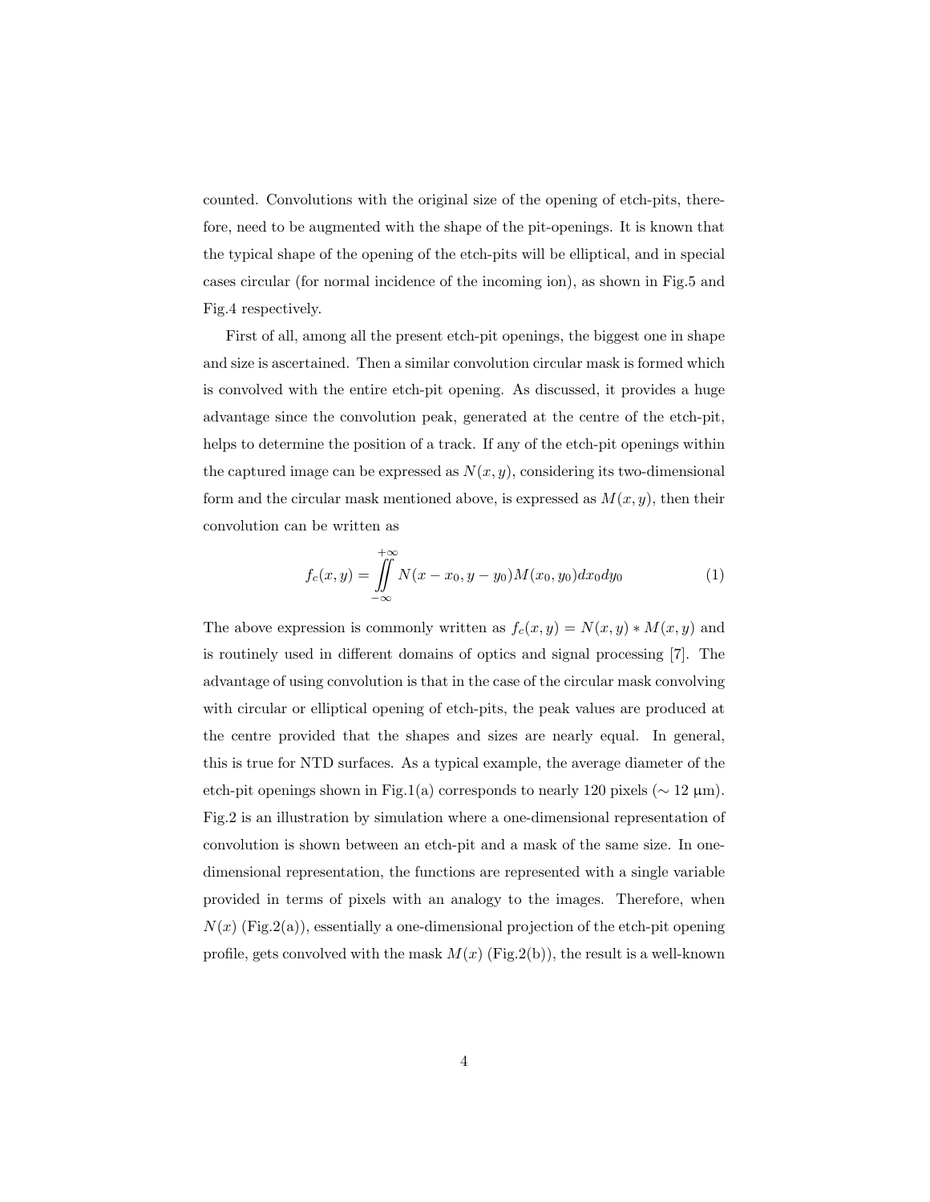counted. Convolutions with the original size of the opening of etch-pits, therefore, need to be augmented with the shape of the pit-openings. It is known that the typical shape of the opening of the etch-pits will be elliptical, and in special cases circular (for normal incidence of the incoming ion), as shown in Fig.5 and Fig.4 respectively.

First of all, among all the present etch-pit openings, the biggest one in shape and size is ascertained. Then a similar convolution circular mask is formed which is convolved with the entire etch-pit opening. As discussed, it provides a huge advantage since the convolution peak, generated at the centre of the etch-pit, helps to determine the position of a track. If any of the etch-pit openings within the captured image can be expressed as $N(x, y)$, considering its two-dimensional form and the circular mask mentioned above, is expressed as $M(x, y)$, then their convolution can be written as

$$f_c(x, y) = \iint_{-\infty}^{+\infty} N(x - x_0, y - y_0) M(x_0, y_0) dx_0 dy_0 \tag{1}$$

The above expression is commonly written as $f_c(x, y) = N(x, y) * M(x, y)$ and is routinely used in different domains of optics and signal processing [7]. The advantage of using convolution is that in the case of the circular mask convolving with circular or elliptical opening of etch-pits, the peak values are produced at the centre provided that the shapes and sizes are nearly equal. In general, this is true for NTD surfaces. As a typical example, the average diameter of the etch-pit openings shown in Fig.1(a) corresponds to nearly 120 pixels ($\sim$ 12 μm). Fig.2 is an illustration by simulation where a one-dimensional representation of convolution is shown between an etch-pit and a mask of the same size. In one-dimensional representation, the functions are represented with a single variable provided in terms of pixels with an analogy to the images. Therefore, when $N(x)$ (Fig.2(a)), essentially a one-dimensional projection of the etch-pit opening profile, gets convolved with the mask $M(x)$ (Fig.2(b)), the result is a well-known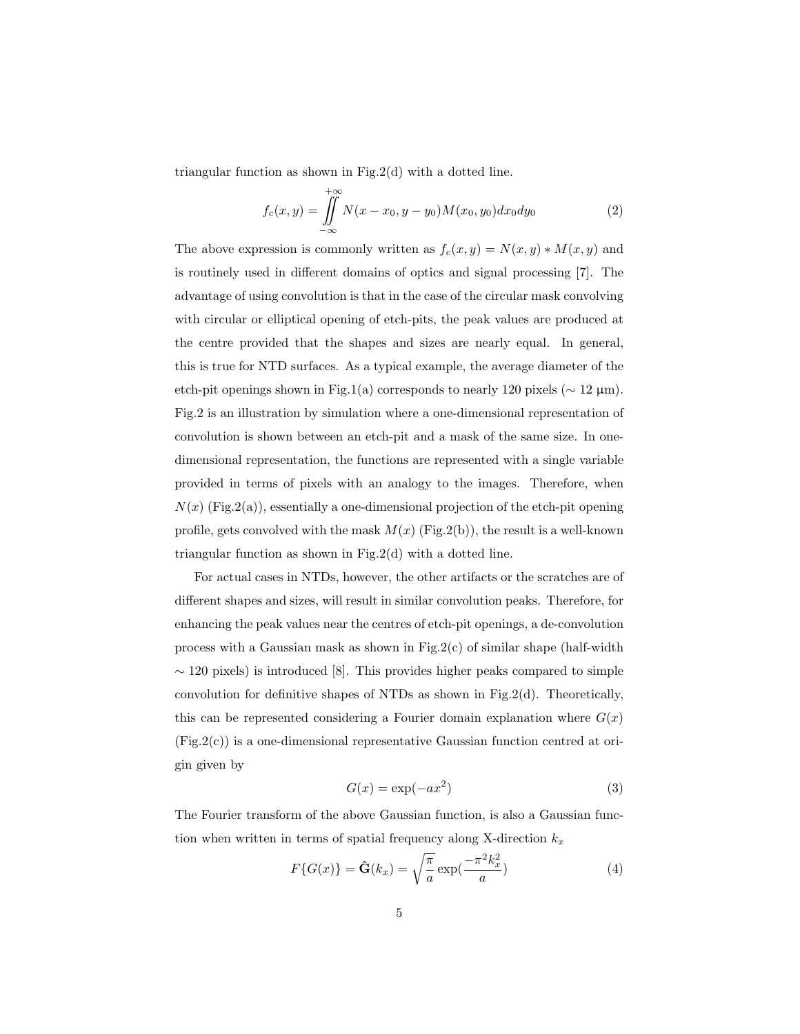triangular function as shown in Fig.2(d) with a dotted line.

$$f_c(x, y) = \iint_{-\infty}^{+\infty} N(x - x_0, y - y_0) M(x_0, y_0) dx_0 dy_0 \tag{2}$$

The above expression is commonly written as $f_c(x, y) = N(x, y) * M(x, y)$ and is routinely used in different domains of optics and signal processing [7]. The advantage of using convolution is that in the case of the circular mask convolving with circular or elliptical opening of etch-pits, the peak values are produced at the centre provided that the shapes and sizes are nearly equal. In general, this is true for NTD surfaces. As a typical example, the average diameter of the etch-pit openings shown in Fig.1(a) corresponds to nearly 120 pixels ($\sim 12$ μm). Fig.2 is an illustration by simulation where a one-dimensional representation of convolution is shown between an etch-pit and a mask of the same size. In one-dimensional representation, the functions are represented with a single variable provided in terms of pixels with an analogy to the images. Therefore, when $N(x)$ (Fig.2(a)), essentially a one-dimensional projection of the etch-pit opening profile, gets convolved with the mask $M(x)$ (Fig.2(b)), the result is a well-known triangular function as shown in Fig.2(d) with a dotted line.

For actual cases in NTDs, however, the other artifacts or the scratches are of different shapes and sizes, will result in similar convolution peaks. Therefore, for enhancing the peak values near the centres of etch-pit openings, a de-convolution process with a Gaussian mask as shown in Fig.2(c) of similar shape (half-width $\sim 120$ pixels) is introduced [8]. This provides higher peaks compared to simple convolution for definitive shapes of NTDs as shown in Fig.2(d). Theoretically, this can be represented considering a Fourier domain explanation where $G(x)$ (Fig.2(c)) is a one-dimensional representative Gaussian function centred at origin given by

$$G(x) = \exp(-ax^2) \tag{3}$$

The Fourier transform of the above Gaussian function, is also a Gaussian function when written in terms of spatial frequency along X-direction $k_x$

$$F\{G(x)\} = \hat{\mathbf{G}}(k_x) = \sqrt{\frac{\pi}{a}} \exp\left(\frac{-\pi^2 k_x^2}{a}\right) \tag{4}$$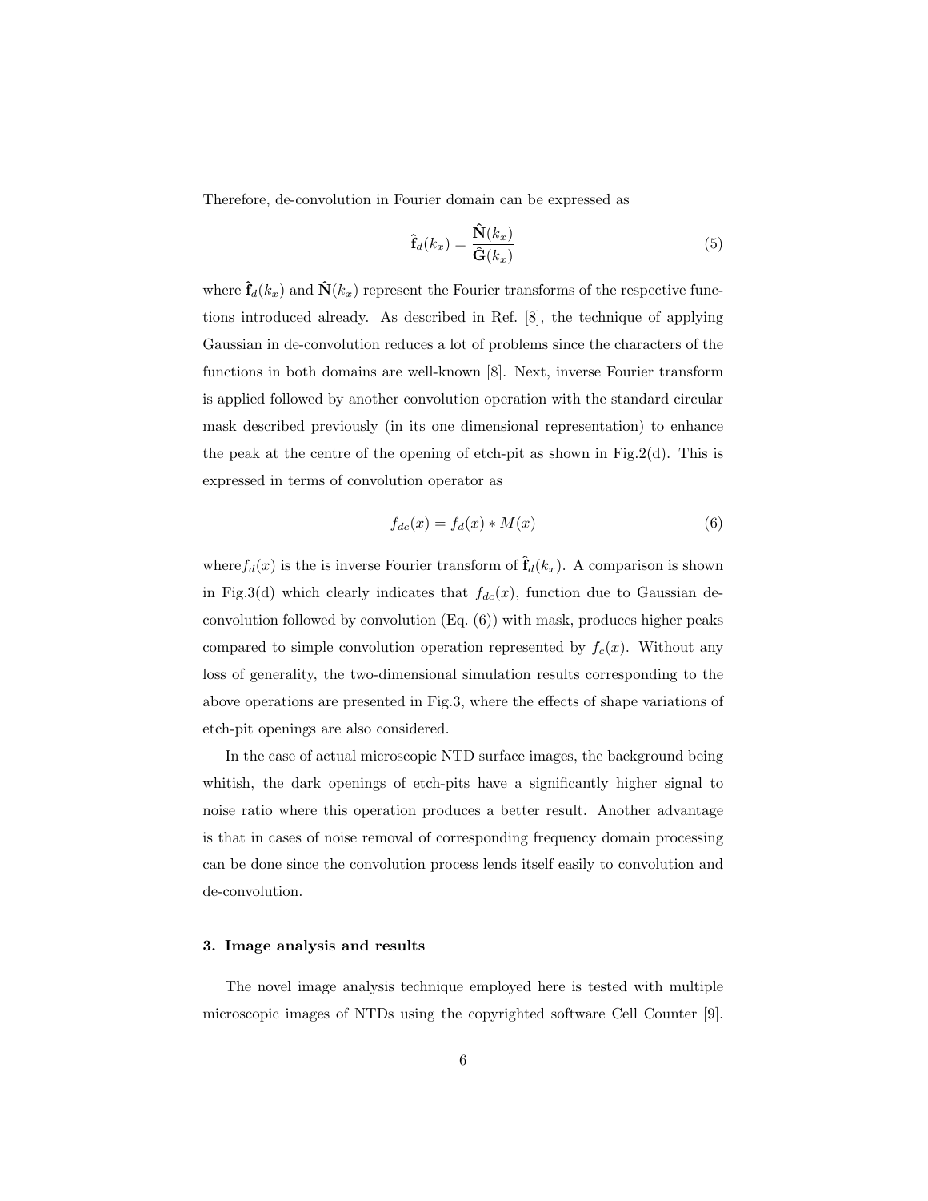Therefore, de-convolution in Fourier domain can be expressed as

$$\hat{\mathbf{f}}_d(k_x) = \frac{\hat{\mathbf{N}}(k_x)}{\hat{\mathbf{G}}(k_x)} \tag{5}$$

where $\hat{\mathbf{f}}_d(k_x)$ and $\hat{\mathbf{N}}(k_x)$ represent the Fourier transforms of the respective functions introduced already. As described in Ref. [8], the technique of applying Gaussian in de-convolution reduces a lot of problems since the characters of the functions in both domains are well-known [8]. Next, inverse Fourier transform is applied followed by another convolution operation with the standard circular mask described previously (in its one dimensional representation) to enhance the peak at the centre of the opening of etch-pit as shown in Fig.2(d). This is expressed in terms of convolution operator as

$$f_{dc}(x) = f_d(x) * M(x) \tag{6}$$

where$f_d(x)$ is the is inverse Fourier transform of $\hat{\mathbf{f}}_d(k_x)$. A comparison is shown in Fig.3(d) which clearly indicates that $f_{dc}(x)$, function due to Gaussian de-convolution followed by convolution (Eq. (6)) with mask, produces higher peaks compared to simple convolution operation represented by $f_c(x)$. Without any loss of generality, the two-dimensional simulation results corresponding to the above operations are presented in Fig.3, where the effects of shape variations of etch-pit openings are also considered.

In the case of actual microscopic NTD surface images, the background being whitish, the dark openings of etch-pits have a significantly higher signal to noise ratio where this operation produces a better result. Another advantage is that in cases of noise removal of corresponding frequency domain processing can be done since the convolution process lends itself easily to convolution and de-convolution.

### 3. Image analysis and results

The novel image analysis technique employed here is tested with multiple microscopic images of NTDs using the copyrighted software Cell Counter [9].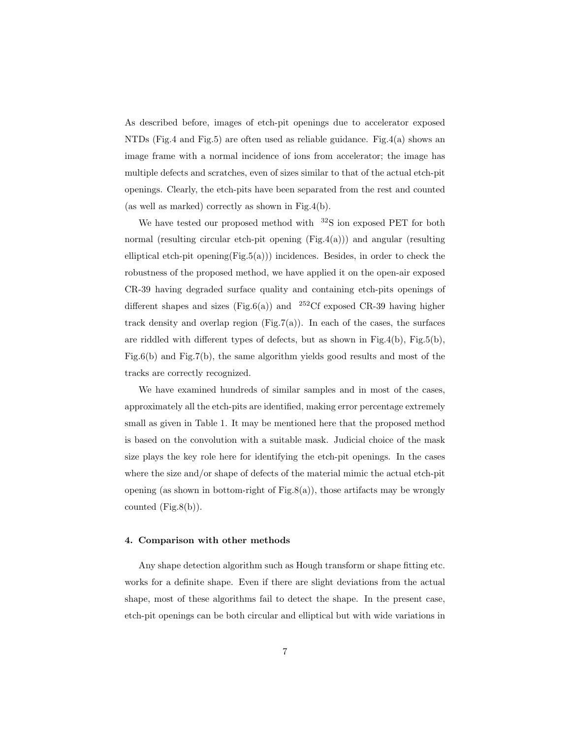As described before, images of etch-pit openings due to accelerator exposed NTDs (Fig.4 and Fig.5) are often used as reliable guidance. Fig.4(a) shows an image frame with a normal incidence of ions from accelerator; the image has multiple defects and scratches, even of sizes similar to that of the actual etch-pit openings. Clearly, the etch-pits have been separated from the rest and counted (as well as marked) correctly as shown in Fig.4(b).

We have tested our proposed method with $^{32}$S ion exposed PET for both normal (resulting circular etch-pit opening (Fig.4(a))) and angular (resulting elliptical etch-pit opening(Fig.5(a))) incidences. Besides, in order to check the robustness of the proposed method, we have applied it on the open-air exposed CR-39 having degraded surface quality and containing etch-pits openings of different shapes and sizes (Fig.6(a)) and $^{252}$Cf exposed CR-39 having higher track density and overlap region (Fig.7(a)). In each of the cases, the surfaces are riddled with different types of defects, but as shown in Fig.4(b), Fig.5(b), Fig.6(b) and Fig.7(b), the same algorithm yields good results and most of the tracks are correctly recognized.

We have examined hundreds of similar samples and in most of the cases, approximately all the etch-pits are identified, making error percentage extremely small as given in Table 1. It may be mentioned here that the proposed method is based on the convolution with a suitable mask. Judicial choice of the mask size plays the key role here for identifying the etch-pit openings. In the cases where the size and/or shape of defects of the material mimic the actual etch-pit opening (as shown in bottom-right of Fig.8(a)), those artifacts may be wrongly counted (Fig.8(b)).

#### 4. Comparison with other methods

Any shape detection algorithm such as Hough transform or shape fitting etc. works for a definite shape. Even if there are slight deviations from the actual shape, most of these algorithms fail to detect the shape. In the present case, etch-pit openings can be both circular and elliptical but with wide variations in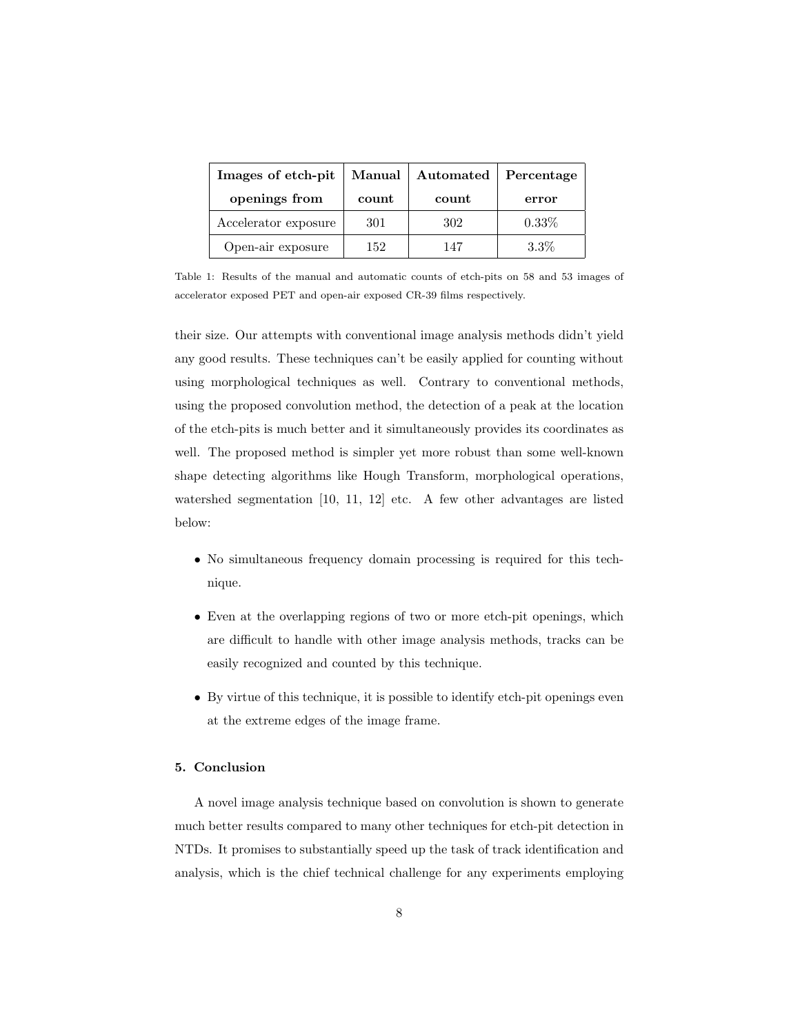| Images of etch-pit openings from | Manual count | Automated count | Percentage error |
|---|---|---|---|
| Accelerator exposure | 301 | 302 | 0.33% |
| Open-air exposure | 152 | 147 | 3.3% |

Table 1: Results of the manual and automatic counts of etch-pits on 58 and 53 images of accelerator exposed PET and open-air exposed CR-39 films respectively.

their size. Our attempts with conventional image analysis methods didn't yield any good results. These techniques can't be easily applied for counting without using morphological techniques as well. Contrary to conventional methods, using the proposed convolution method, the detection of a peak at the location of the etch-pits is much better and it simultaneously provides its coordinates as well. The proposed method is simpler yet more robust than some well-known shape detecting algorithms like Hough Transform, morphological operations, watershed segmentation [10, 11, 12] etc. A few other advantages are listed below:

- No simultaneous frequency domain processing is required for this technique.
- Even at the overlapping regions of two or more etch-pit openings, which are difficult to handle with other image analysis methods, tracks can be easily recognized and counted by this technique.
- By virtue of this technique, it is possible to identify etch-pit openings even at the extreme edges of the image frame.

## 5. Conclusion

A novel image analysis technique based on convolution is shown to generate much better results compared to many other techniques for etch-pit detection in NTDs. It promises to substantially speed up the task of track identification and analysis, which is the chief technical challenge for any experiments employing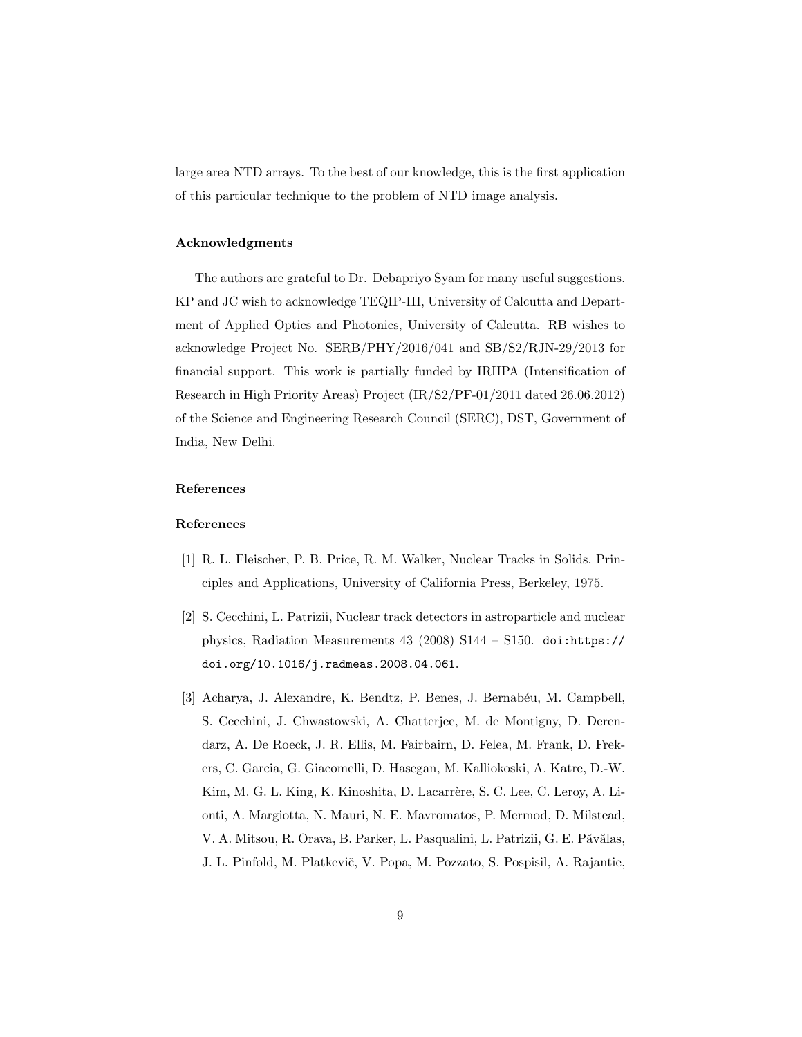large area NTD arrays. To the best of our knowledge, this is the first application of this particular technique to the problem of NTD image analysis.

#### Acknowledgments

The authors are grateful to Dr. Debapriyo Syam for many useful suggestions. KP and JC wish to acknowledge TEQIP-III, University of Calcutta and Department of Applied Optics and Photonics, University of Calcutta. RB wishes to acknowledge Project No. SERB/PHY/2016/041 and SB/S2/RJN-29/2013 for financial support. This work is partially funded by IRHPA (Intensification of Research in High Priority Areas) Project (IR/S2/PF-01/2011 dated 26.06.2012) of the Science and Engineering Research Council (SERC), DST, Government of India, New Delhi.

#### References

#### References

[1] R. L. Fleischer, P. B. Price, R. M. Walker, Nuclear Tracks in Solids. Principles and Applications, University of California Press, Berkeley, 1975.

[2] S. Cecchini, L. Patrizii, Nuclear track detectors in astroparticle and nuclear physics, Radiation Measurements 43 (2008) S144 – S150. doi:https://doi.org/10.1016/j.radmeas.2008.04.061.

[3] Acharya, J. Alexandre, K. Bendtz, P. Benes, J. Bernabéu, M. Campbell, S. Cecchini, J. Chwastowski, A. Chatterjee, M. de Montigny, D. Derendarz, A. De Roeck, J. R. Ellis, M. Fairbairn, D. Felea, M. Frank, D. Frekers, C. Garcia, G. Giacomelli, D. Hasegan, M. Kalliokoski, A. Katre, D.-W. Kim, M. G. L. King, K. Kinoshita, D. Lacarrère, S. C. Lee, C. Leroy, A. Lionti, A. Margiotta, N. Mauri, N. E. Mavromatos, P. Mermod, D. Milstead, V. A. Mitsou, R. Orava, B. Parker, L. Pasqualini, L. Patrizii, G. E. Păvălas, J. L. Pinfold, M. Platkevič, V. Popa, M. Pozzato, S. Pospisil, A. Rajantie,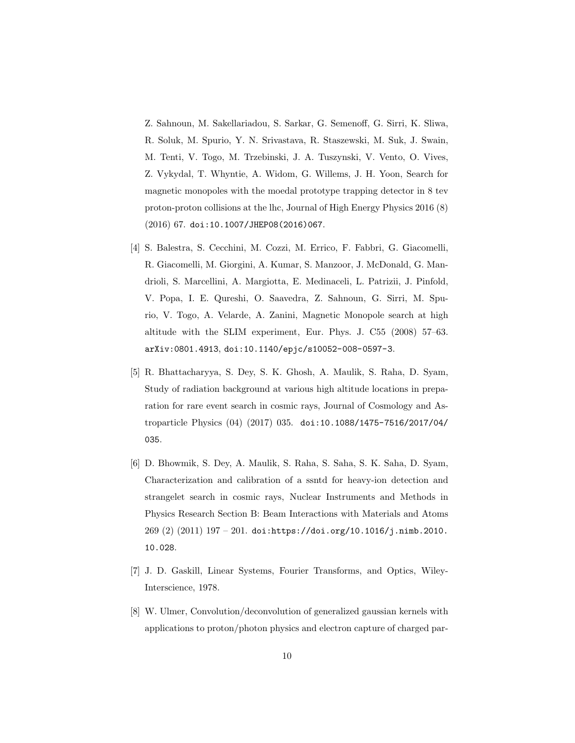Z. Sahnoun, M. Sakellariadou, S. Sarkar, G. Semenoff, G. Sirri, K. Sliwa, R. Soluk, M. Spurio, Y. N. Srivastava, R. Staszewski, M. Suk, J. Swain, M. Tenti, V. Togo, M. Trzebinski, J. A. Tuszynski, V. Vento, O. Vives, Z. Vykydal, T. Whyntie, A. Widom, G. Willems, J. H. Yoon, Search for magnetic monopoles with the moedal prototype trapping detector in 8 tev proton-proton collisions at the lhc, Journal of High Energy Physics 2016 (8) (2016) 67. doi:10.1007/JHEP08(2016)067.

[4] S. Balestra, S. Cecchini, M. Cozzi, M. Errico, F. Fabbri, G. Giacomelli, R. Giacomelli, M. Giorgini, A. Kumar, S. Manzoor, J. McDonald, G. Mandrioli, S. Marcellini, A. Margiotta, E. Medinaceli, L. Patrizii, J. Pinfold, V. Popa, I. E. Qureshi, O. Saavedra, Z. Sahnoun, G. Sirri, M. Spurio, V. Togo, A. Velarde, A. Zanini, Magnetic Monopole search at high altitude with the SLIM experiment, Eur. Phys. J. C55 (2008) 57–63. arXiv:0801.4913, doi:10.1140/epjc/s10052-008-0597-3.

[5] R. Bhattacharyya, S. Dey, S. K. Ghosh, A. Maulik, S. Raha, D. Syam, Study of radiation background at various high altitude locations in preparation for rare event search in cosmic rays, Journal of Cosmology and Astroparticle Physics (04) (2017) 035. doi:10.1088/1475-7516/2017/04/035.

[6] D. Bhowmik, S. Dey, A. Maulik, S. Raha, S. Saha, S. K. Saha, D. Syam, Characterization and calibration of a ssntd for heavy-ion detection and strangelet search in cosmic rays, Nuclear Instruments and Methods in Physics Research Section B: Beam Interactions with Materials and Atoms 269 (2) (2011) 197 – 201. doi:https://doi.org/10.1016/j.nimb.2010.10.028.

[7] J. D. Gaskill, Linear Systems, Fourier Transforms, and Optics, Wiley-Interscience, 1978.

[8] W. Ulmer, Convolution/deconvolution of generalized gaussian kernels with applications to proton/photon physics and electron capture of charged par-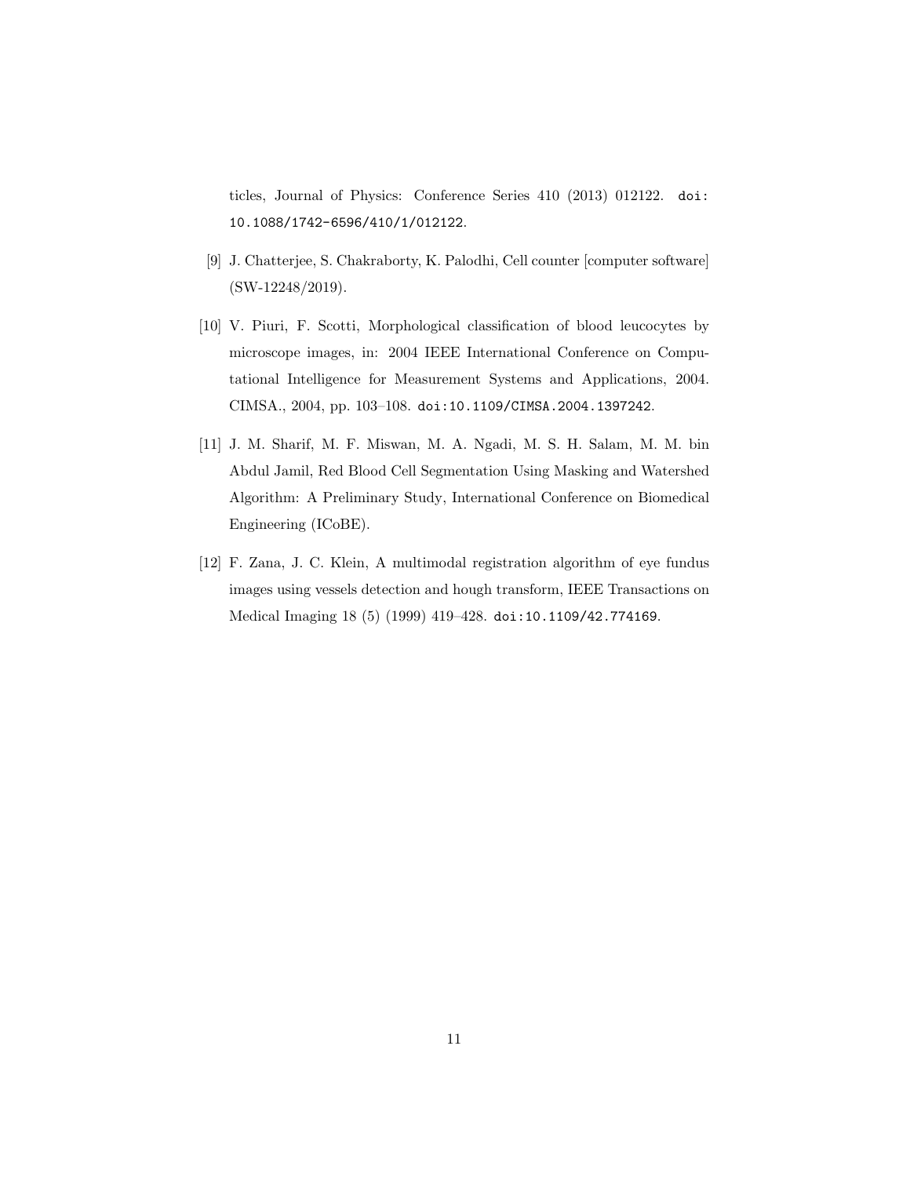ticles, Journal of Physics: Conference Series 410 (2013) 012122. doi:10.1088/1742-6596/410/1/012122.

[9] J. Chatterjee, S. Chakraborty, K. Palodhi, Cell counter [computer software] (SW-12248/2019).

[10] V. Piuri, F. Scotti, Morphological classification of blood leucocytes by microscope images, in: 2004 IEEE International Conference on Computational Intelligence for Measurement Systems and Applications, 2004. CIMSA., 2004, pp. 103–108. doi:10.1109/CIMSA.2004.1397242.

[11] J. M. Sharif, M. F. Miswan, M. A. Ngadi, M. S. H. Salam, M. M. bin Abdul Jamil, Red Blood Cell Segmentation Using Masking and Watershed Algorithm: A Preliminary Study, International Conference on Biomedical Engineering (ICoBE).

[12] F. Zana, J. C. Klein, A multimodal registration algorithm of eye fundus images using vessels detection and hough transform, IEEE Transactions on Medical Imaging 18 (5) (1999) 419–428. doi:10.1109/42.774169.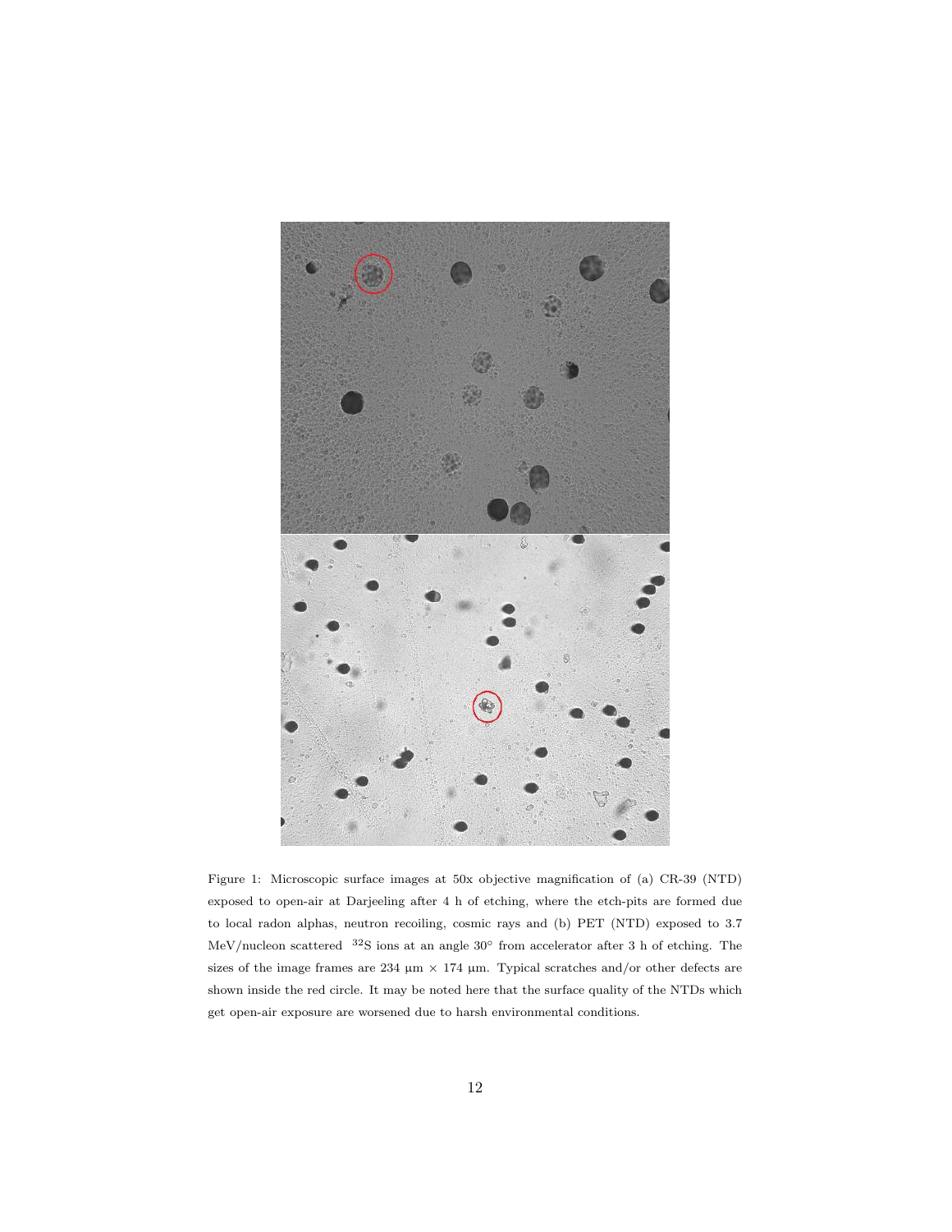Figure 1: Microscopic surface images at 50x objective magnification of (a) CR-39 (NTD) exposed to open-air at Darjeeling after 4 h of etching, where the etch-pits are formed due to local radon alphas, neutron recoiling, cosmic rays and (b) PET (NTD) exposed to 3.7 MeV/nucleon scattered $^{32}$S ions at an angle 30° from accelerator after 3 h of etching. The sizes of the image frames are 234 µm × 174 µm. Typical scratches and/or other defects are shown inside the red circle. It may be noted here that the surface quality of the NTDs which get open-air exposure are worsened due to harsh environmental conditions.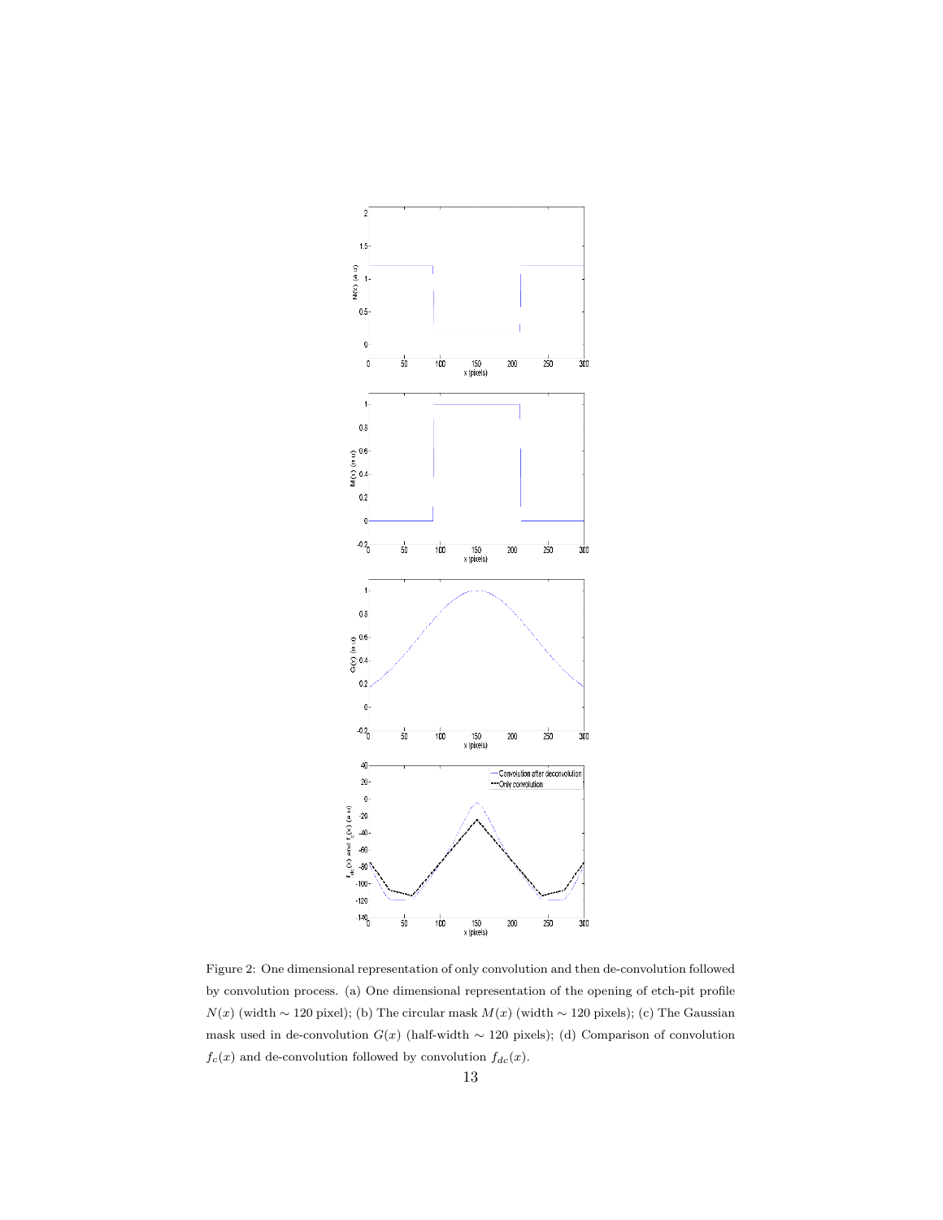Figure 2: One dimensional representation of only convolution and then de-convolution followed by convolution process. (a) One dimensional representation of the opening of etch-pit profile $N(x)$ (width $\sim$ 120 pixel); (b) The circular mask $M(x)$ (width $\sim$ 120 pixels); (c) The Gaussian mask used in de-convolution $G(x)$ (half-width $\sim$ 120 pixels); (d) Comparison of convolution $f_c(x)$ and de-convolution followed by convolution $f_{dc}(x)$.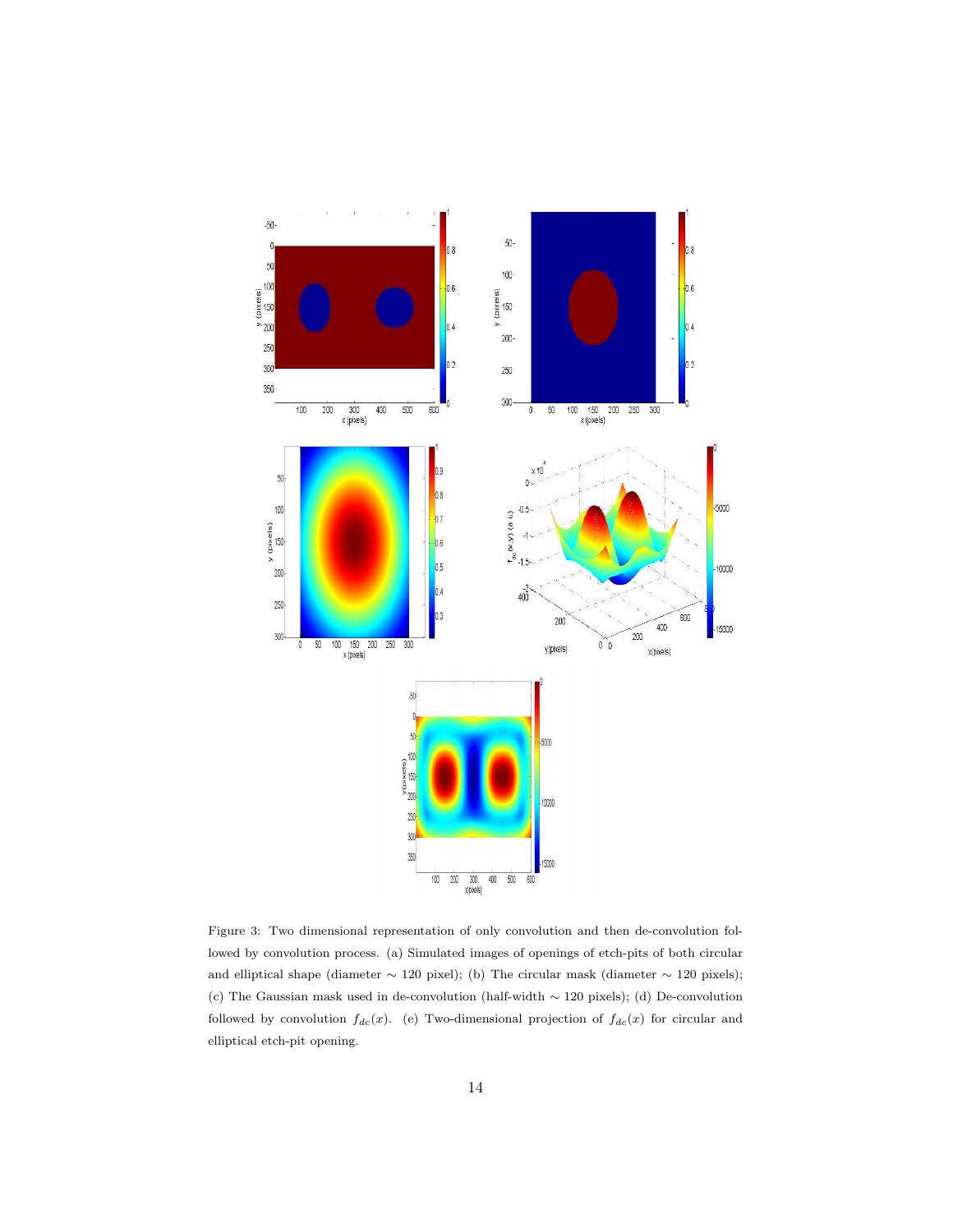Figure 3: Two dimensional representation of only convolution and then de-convolution followed by convolution process. (a) Simulated images of openings of etch-pits of both circular and elliptical shape (diameter $\sim$ 120 pixel); (b) The circular mask (diameter $\sim$ 120 pixels); (c) The Gaussian mask used in de-convolution (half-width $\sim$ 120 pixels); (d) De-convolution followed by convolution $f_{dc}(x)$. (e) Two-dimensional projection of $f_{dc}(x)$ for circular and elliptical etch-pit opening.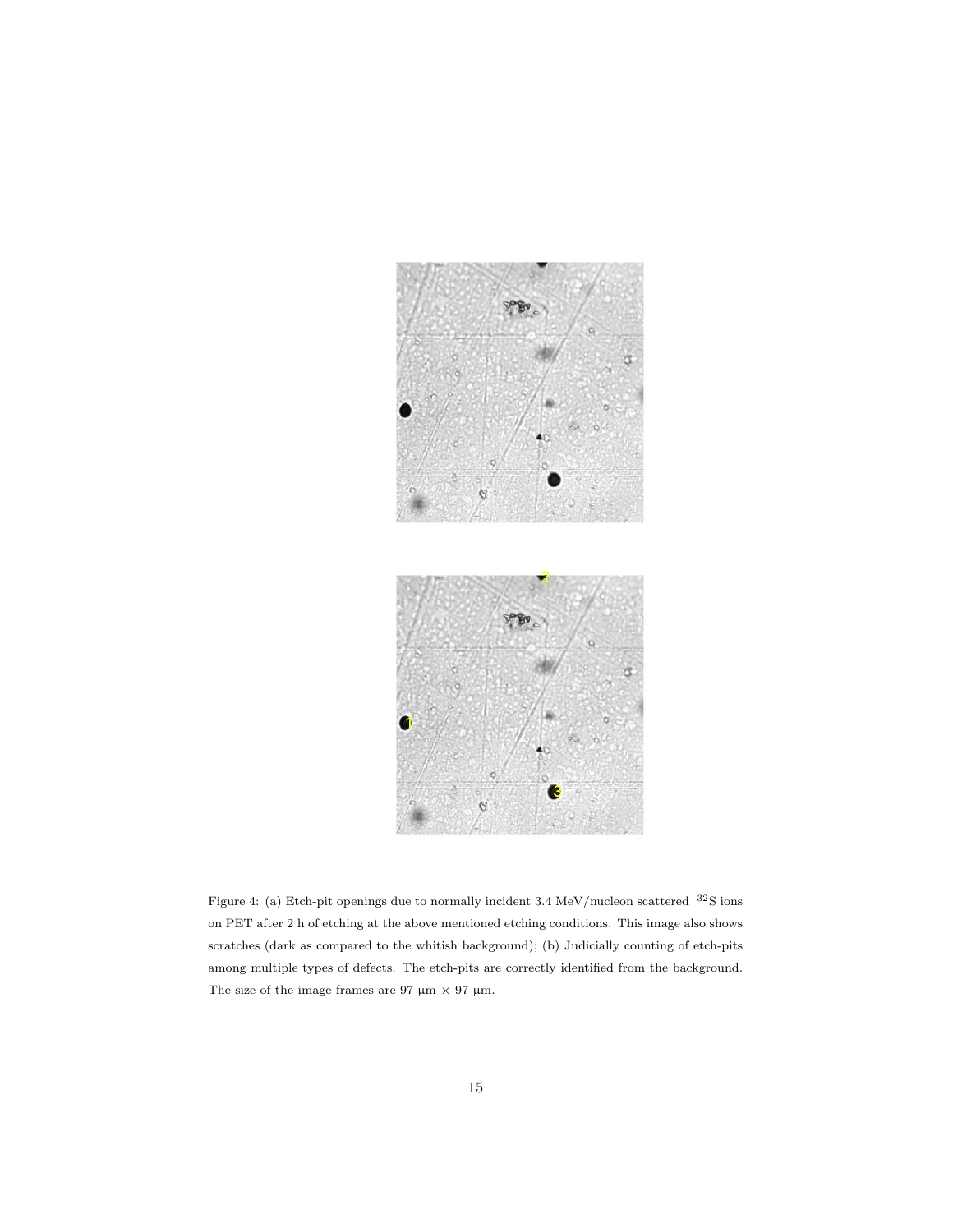Figure 4: (a) Etch-pit openings due to normally incident 3.4 MeV/nucleon scattered $^{32}S$ ions on PET after 2 h of etching at the above mentioned etching conditions. This image also shows scratches (dark as compared to the whitish background); (b) Judicially counting of etch-pits among multiple types of defects. The etch-pits are correctly identified from the background. The size of the image frames are 97 µm × 97 µm.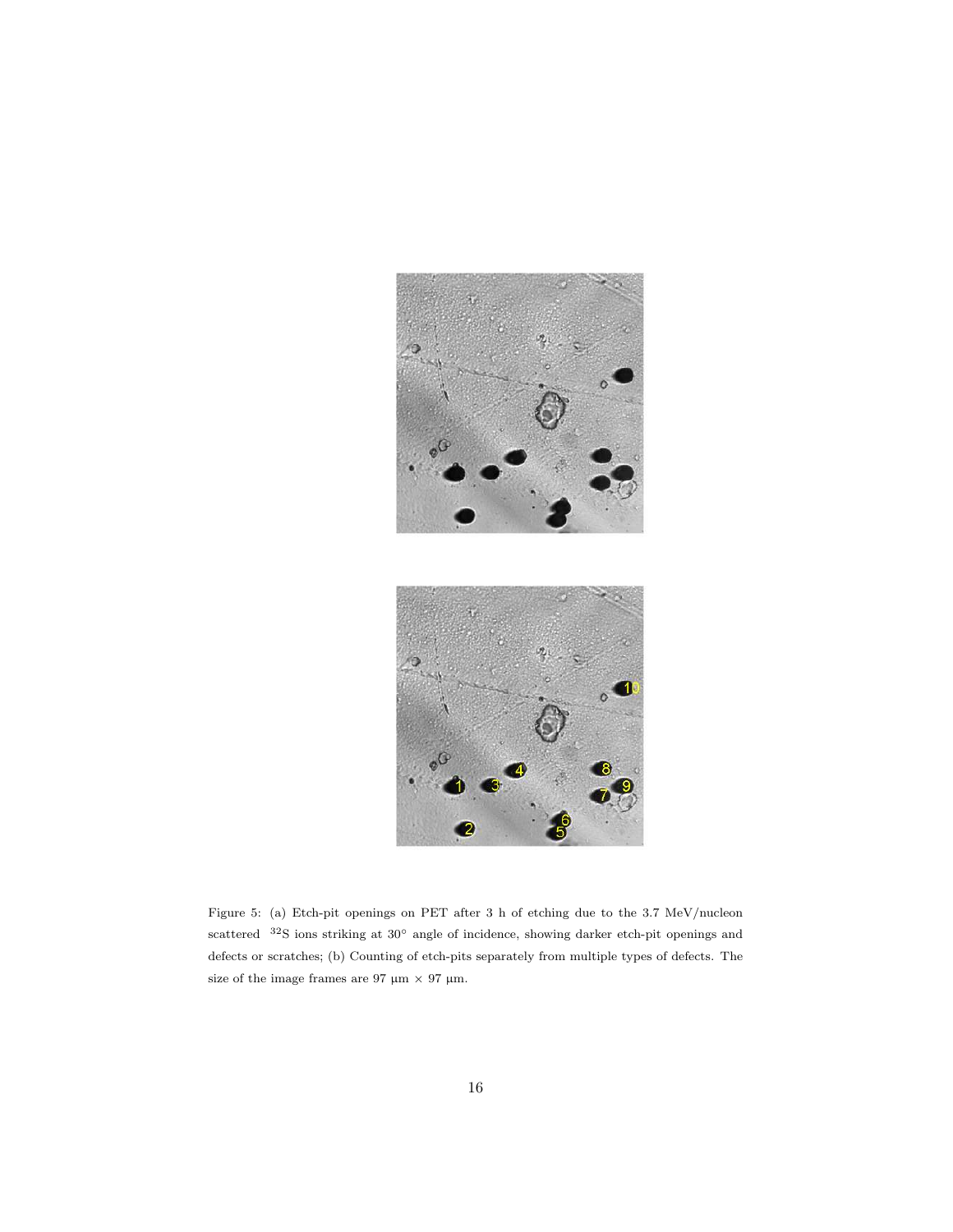Figure 5: (a) Etch-pit openings on PET after 3 h of etching due to the 3.7 MeV/nucleon scattered $^{32}S$ ions striking at 30° angle of incidence, showing darker etch-pit openings and defects or scratches; (b) Counting of etch-pits separately from multiple types of defects. The size of the image frames are 97 μm × 97 μm.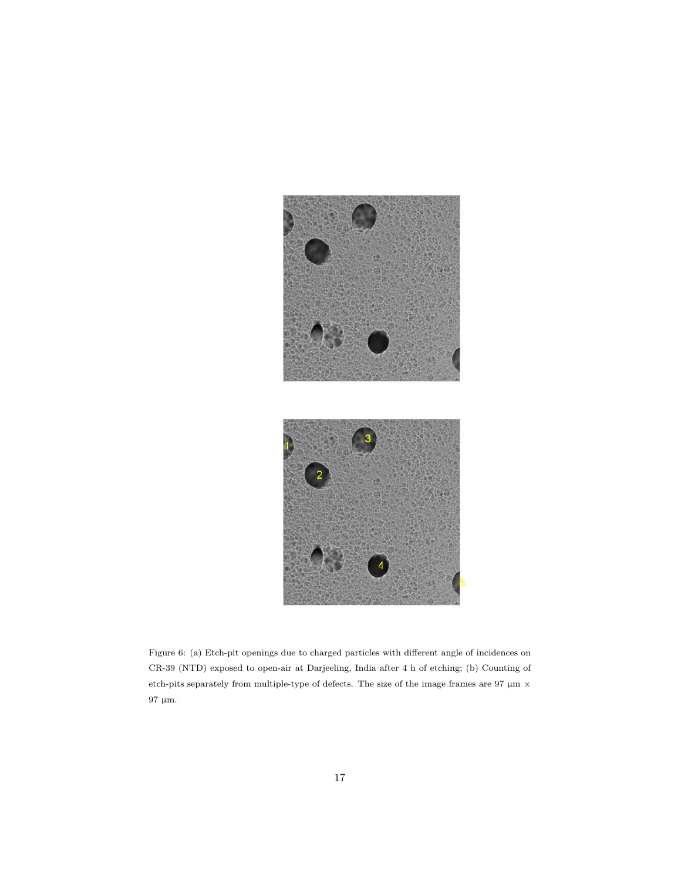Figure 6: (a) Etch-pit openings due to charged particles with different angle of incidences on CR-39 (NTD) exposed to open-air at Darjeeling, India after 4 h of etching; (b) Counting of etch-pits separately from multiple-type of defects. The size of the image frames are 97 μm × 97 μm.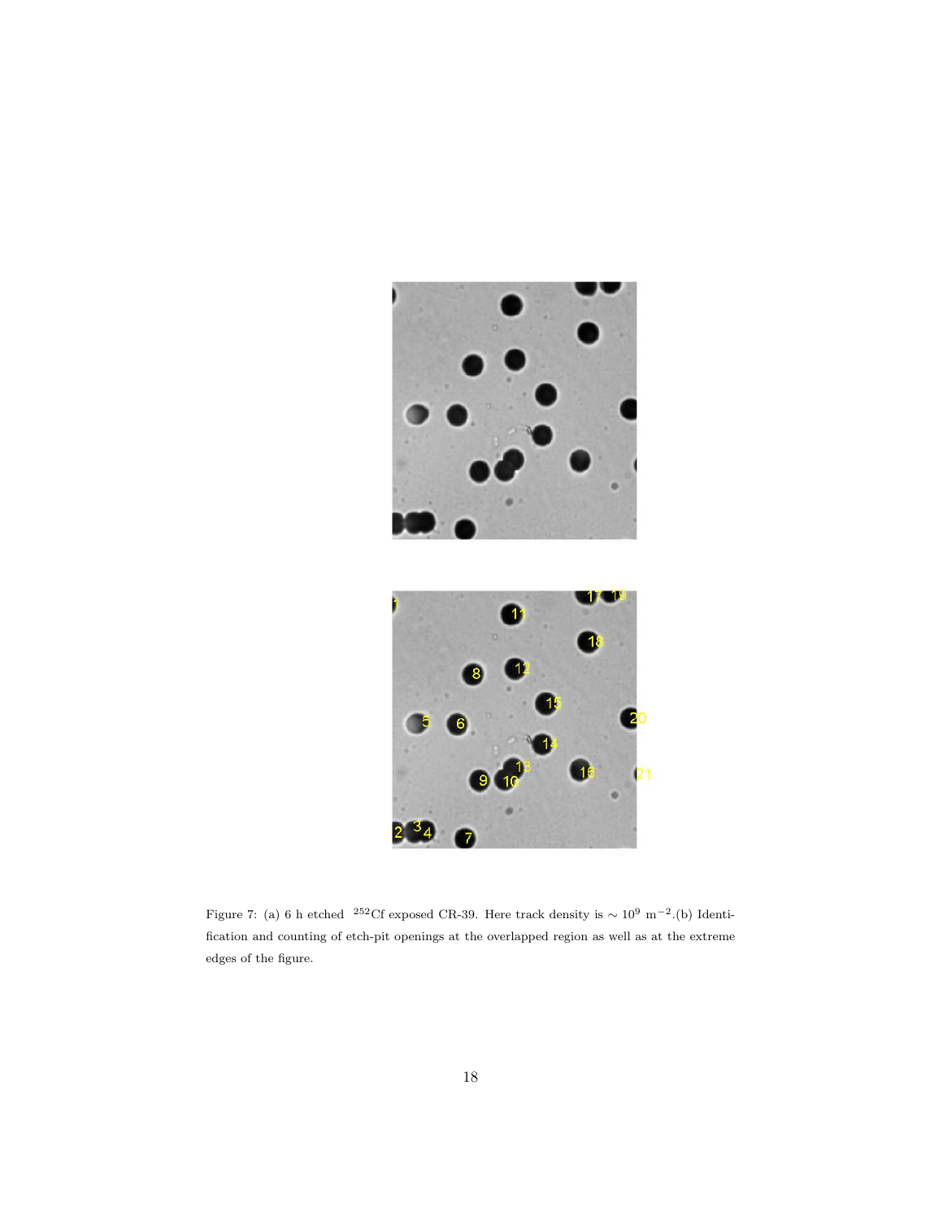Figure 7: (a) 6 h etched $^{252}$Cf exposed CR-39. Here track density is $\sim 10^9$ m$^{-2}$.(b) Identification and counting of etch-pit openings at the overlapped region as well as at the extreme edges of the figure.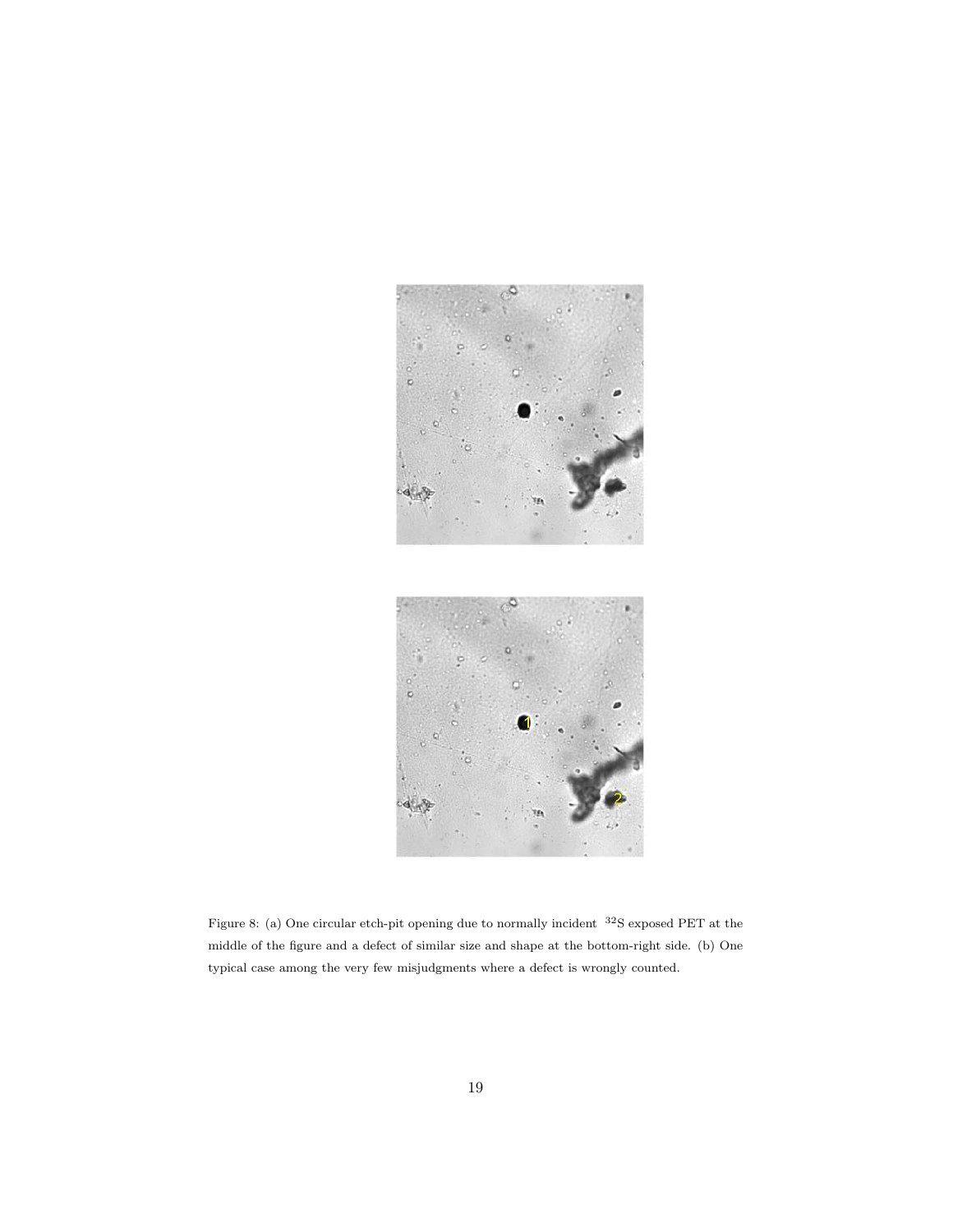Figure 8: (a) One circular etch-pit opening due to normally incident $^{32}$S exposed PET at the middle of the figure and a defect of similar size and shape at the bottom-right side. (b) One typical case among the very few misjudgments where a defect is wrongly counted.